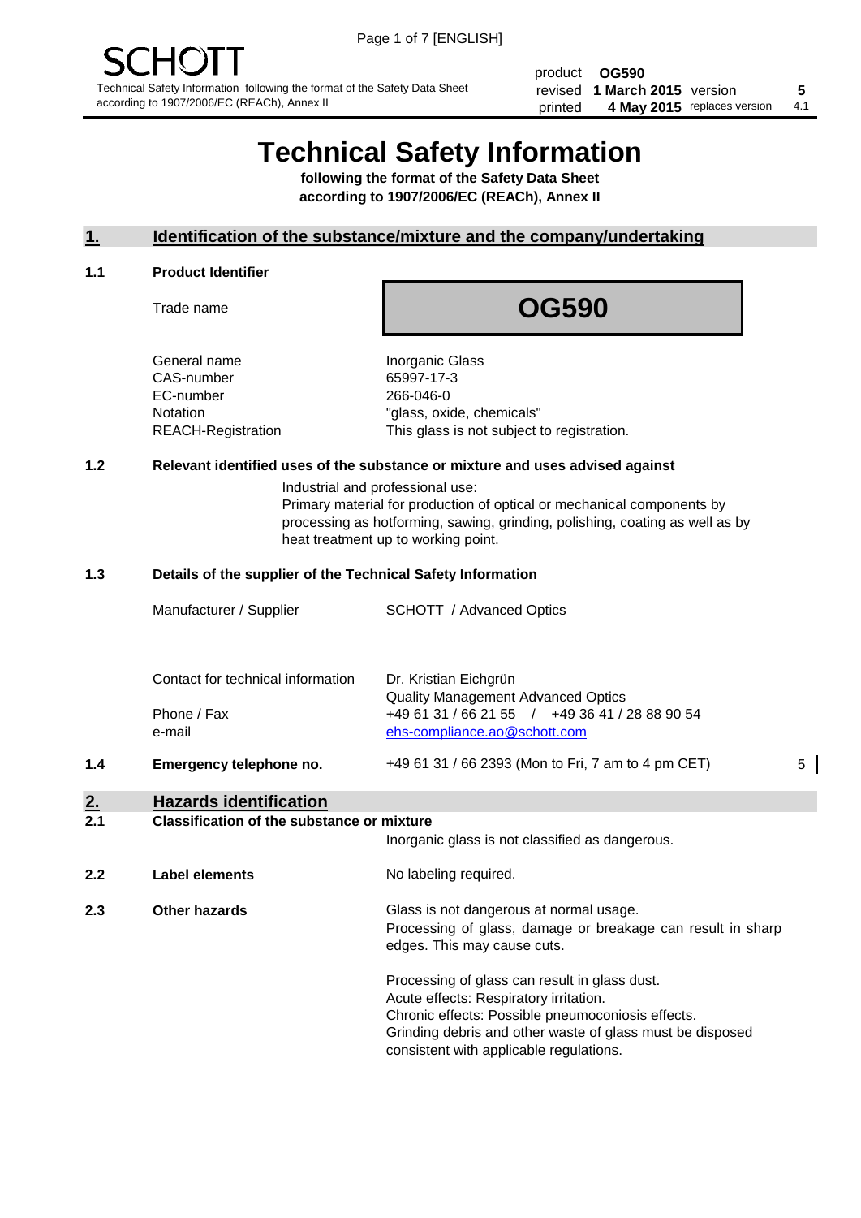SCHOTT

Technical Safety Information following the format of the Safety Data Sheet according to 1907/2006/EC (REACh), Annex II

| | | | |
|---|---|---|---|
| product | **OG590** | | |
| revised | **1 March 2015** | version | **5** |
| printed | **4 May 2015** | replaces version | 4.1 |

# Technical Safety Information

**following the format of the Safety Data Sheet according to 1907/2006/EC (REACh), Annex II**

## 1. Identification of the substance/mixture and the company/undertaking

### 1.1 Product Identifier

Trade name: **OG590**

| | |
|---|---|
| General name | Inorganic Glass |
| CAS-number | 65997-17-3 |
| EC-number | 266-046-0 |
| Notation | "glass, oxide, chemicals" |
| REACH-Registration | This glass is not subject to registration. |

### 1.2 Relevant identified uses of the substance or mixture and uses advised against

Industrial and professional use:
Primary material for production of optical or mechanical components by processing as hotforming, sawing, grinding, polishing, coating as well as by heat treatment up to working point.

### 1.3 Details of the supplier of the Technical Safety Information

| | |
|---|---|
| Manufacturer / Supplier | SCHOTT / Advanced Optics |
| Contact for technical information | Dr. Kristian Eichgrün<br>Quality Management Advanced Optics |
| Phone / Fax | +49 61 31 / 66 21 55 / +49 36 41 / 28 88 90 54 |
| e-mail | ehs-compliance.ao@schott.com |

### 1.4 Emergency telephone no.

+49 61 31 / 66 2393 (Mon to Fri, 7 am to 4 pm CET) 5

## 2. Hazards identification

### 2.1 Classification of the substance or mixture

Inorganic glass is not classified as dangerous.

### 2.2 Label elements

No labeling required.

### 2.3 Other hazards

Glass is not dangerous at normal usage.
Processing of glass, damage or breakage can result in sharp edges. This may cause cuts.

Processing of glass can result in glass dust.
Acute effects: Respiratory irritation.
Chronic effects: Possible pneumoconiosis effects.
Grinding debris and other waste of glass must be disposed consistent with applicable regulations.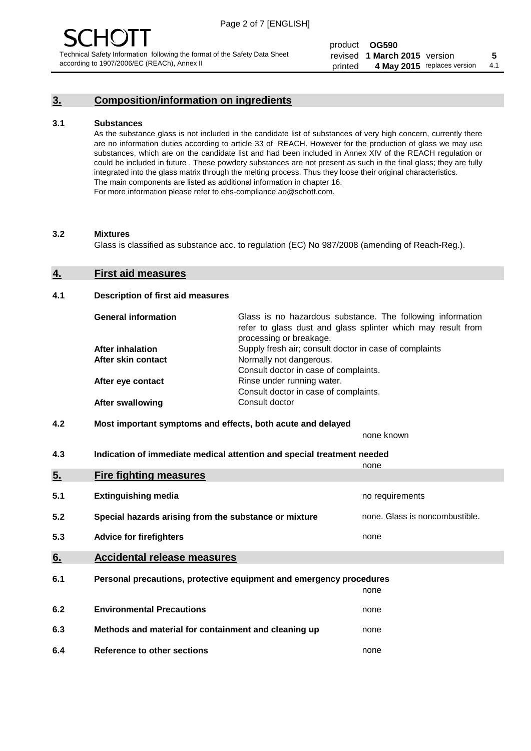## 3. Composition/information on ingredients

### 3.1 Substances

As the substance glass is not included in the candidate list of substances of very high concern, currently there are no information duties according to article 33 of REACH. However for the production of glass we may use substances, which are on the candidate list and had been included in Annex XIV of the REACH regulation or could be included in future . These powdery substances are not present as such in the final glass; they are fully integrated into the glass matrix through the melting process. Thus they loose their original characteristics. The main components are listed as additional information in chapter 16.
For more information please refer to ehs-compliance.ao@schott.com.

### 3.2 Mixtures

Glass is classified as substance acc. to regulation (EC) No 987/2008 (amending of Reach-Reg.).

## 4. First aid measures

### 4.1 Description of first aid measures

| | |
|---|---|
| **General information** | Glass is no hazardous substance. The following information refer to glass dust and glass splinter which may result from processing or breakage. |
| **After inhalation** | Supply fresh air; consult doctor in case of complaints |
| **After skin contact** | Normally not dangerous. Consult doctor in case of complaints. |
| **After eye contact** | Rinse under running water. Consult doctor in case of complaints. |
| **After swallowing** | Consult doctor |

### 4.2 Most important symptoms and effects, both acute and delayed

none known

### 4.3 Indication of immediate medical attention and special treatment needed

none

## 5. Fire fighting measures

| | | |
|---|---|---|
| 5.1 | **Extinguishing media** | no requirements |
| 5.2 | **Special hazards arising from the substance or mixture** | none. Glass is noncombustible. |
| 5.3 | **Advice for firefighters** | none |

## 6. Accidental release measures

| | | |
|---|---|---|
| 6.1 | **Personal precautions, protective equipment and emergency procedures** | none |
| 6.2 | **Environmental Precautions** | none |
| 6.3 | **Methods and material for containment and cleaning up** | none |
| 6.4 | **Reference to other sections** | none |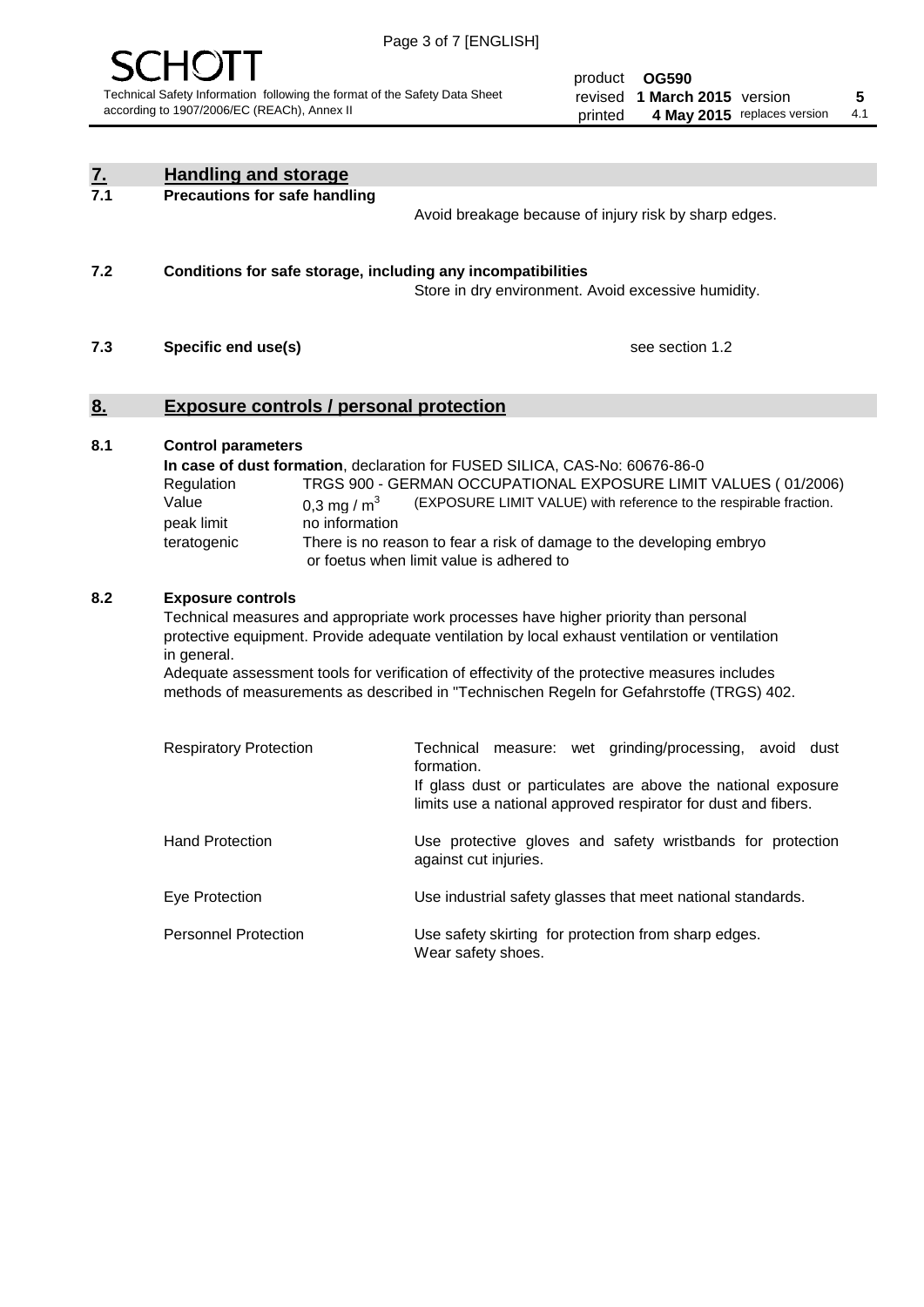## 7. Handling and storage

### 7.1 Precautions for safe handling

Avoid breakage because of injury risk by sharp edges.

### 7.2 Conditions for safe storage, including any incompatibilities

Store in dry environment. Avoid excessive humidity.

### 7.3 Specific end use(s)

see section 1.2

## 8. Exposure controls / personal protection

### 8.1 Control parameters

**In case of dust formation**, declaration for FUSED SILICA, CAS-No: 60676-86-0

| | | |
|---|---|---|
| Regulation | TRGS 900 - GERMAN OCCUPATIONAL EXPOSURE LIMIT VALUES ( 01/2006) | |
| Value | 0,3 mg / $m^3$ | (EXPOSURE LIMIT VALUE) with reference to the respirable fraction. |
| peak limit | no information | |
| teratogenic | There is no reason to fear a risk of damage to the developing embryo or foetus when limit value is adhered to | |

### 8.2 Exposure controls

Technical measures and appropriate work processes have higher priority than personal protective equipment. Provide adequate ventilation by local exhaust ventilation or ventilation in general.

Adequate assessment tools for verification of effectivity of the protective measures includes methods of measurements as described in "Technischen Regeln for Gefahrstoffe (TRGS) 402.

| | |
|---|---|
| Respiratory Protection | Technical measure: wet grinding/processing, avoid dust formation.<br>If glass dust or particulates are above the national exposure limits use a national approved respirator for dust and fibers. |
| Hand Protection | Use protective gloves and safety wristbands for protection against cut injuries. |
| Eye Protection | Use industrial safety glasses that meet national standards. |
| Personnel Protection | Use safety skirting for protection from sharp edges.<br>Wear safety shoes. |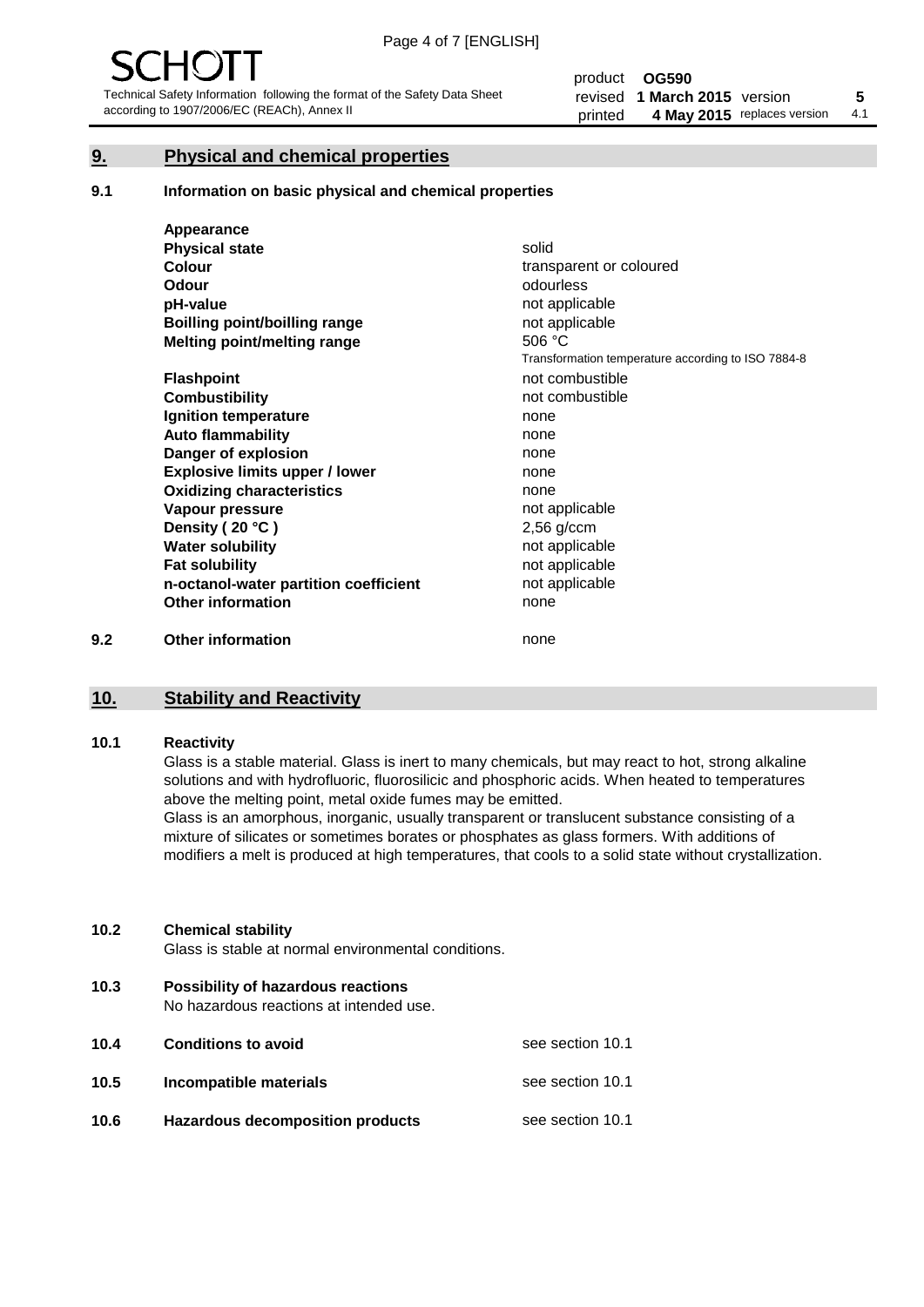## 9. Physical and chemical properties

### 9.1 Information on basic physical and chemical properties

| | |
|---|---|
| **Appearance** | |
| **Physical state** | solid |
| **Colour** | transparent or coloured |
| **Odour** | odourless |
| **pH-value** | not applicable |
| **Boilling point/boilling range** | not applicable |
| **Melting point/melting range** | 506 °C<br>Transformation temperature according to ISO 7884-8 |
| **Flashpoint** | not combustible |
| **Combustibility** | not combustible |
| **Ignition temperature** | none |
| **Auto flammability** | none |
| **Danger of explosion** | none |
| **Explosive limits upper / lower** | none |
| **Oxidizing characteristics** | none |
| **Vapour pressure** | not applicable |
| **Density ( 20 °C )** | 2,56 g/ccm |
| **Water solubility** | not applicable |
| **Fat solubility** | not applicable |
| **n-octanol-water partition coefficient** | not applicable |
| **Other information** | none |

### 9.2 Other information

none

## 10. Stability and Reactivity

### 10.1 Reactivity

Glass is a stable material. Glass is inert to many chemicals, but may react to hot, strong alkaline solutions and with hydrofluoric, fluorosilicic and phosphoric acids. When heated to temperatures above the melting point, metal oxide fumes may be emitted.
Glass is an amorphous, inorganic, usually transparent or translucent substance consisting of a mixture of silicates or sometimes borates or phosphates as glass formers. With additions of modifiers a melt is produced at high temperatures, that cools to a solid state without crystallization.

### 10.2 Chemical stability

Glass is stable at normal environmental conditions.

### 10.3 Possibility of hazardous reactions

No hazardous reactions at intended use.

### 10.4 Conditions to avoid

see section 10.1

### 10.5 Incompatible materials

see section 10.1

### 10.6 Hazardous decomposition products

see section 10.1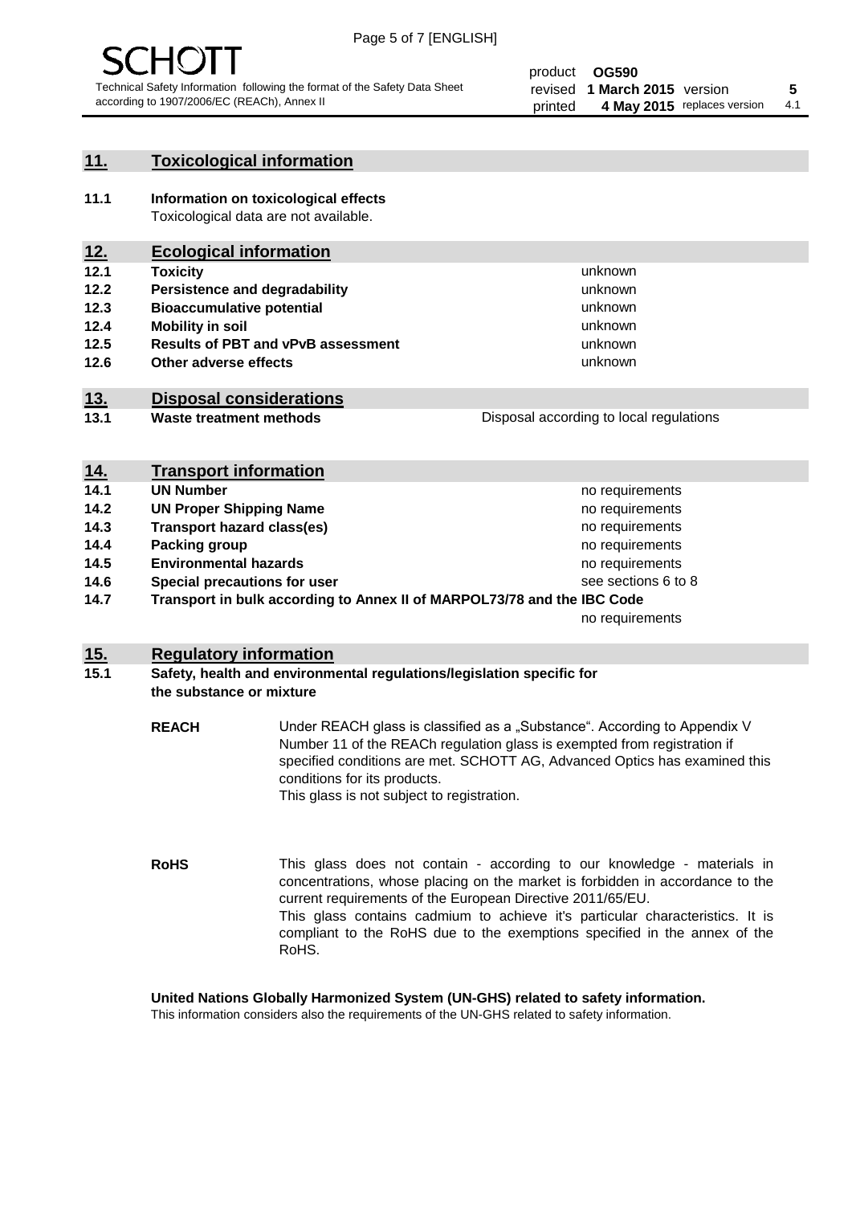## 11. Toxicological information

**11.1 Information on toxicological effects**
Toxicological data are not available.

## 12. Ecological information

| | | |
|---|---|---|
| **12.1** | **Toxicity** | unknown |
| **12.2** | **Persistence and degradability** | unknown |
| **12.3** | **Bioaccumulative potential** | unknown |
| **12.4** | **Mobility in soil** | unknown |
| **12.5** | **Results of PBT and vPvB assessment** | unknown |
| **12.6** | **Other adverse effects** | unknown |

## 13. Disposal considerations

| | | |
|---|---|---|
| **13.1** | **Waste treatment methods** | Disposal according to local regulations |

## 14. Transport information

| | | |
|---|---|---|
| **14.1** | **UN Number** | no requirements |
| **14.2** | **UN Proper Shipping Name** | no requirements |
| **14.3** | **Transport hazard class(es)** | no requirements |
| **14.4** | **Packing group** | no requirements |
| **14.5** | **Environmental hazards** | no requirements |
| **14.6** | **Special precautions for user** | see sections 6 to 8 |
| **14.7** | **Transport in bulk according to Annex II of MARPOL73/78 and the IBC Code** | no requirements |

## 15. Regulatory information

**15.1 Safety, health and environmental regulations/legislation specific for the substance or mixture**

**REACH** Under REACH glass is classified as a „Substance“. According to Appendix V Number 11 of the REACh regulation glass is exempted from registration if specified conditions are met. SCHOTT AG, Advanced Optics has examined this conditions for its products.
This glass is not subject to registration.

**RoHS** This glass does not contain - according to our knowledge - materials in concentrations, whose placing on the market is forbidden in accordance to the current requirements of the European Directive 2011/65/EU.
This glass contains cadmium to achieve it's particular characteristics. It is compliant to the RoHS due to the exemptions specified in the annex of the RoHS.

**United Nations Globally Harmonized System (UN-GHS) related to safety information.**
This information considers also the requirements of the UN-GHS related to safety information.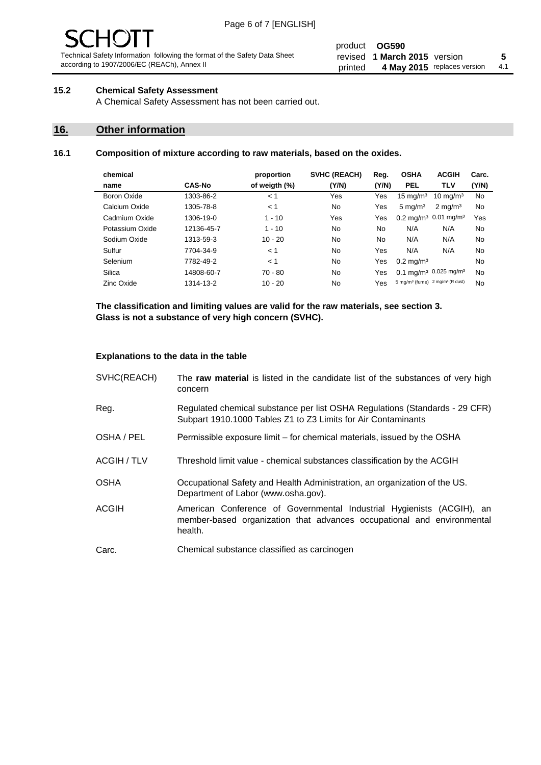### 15.2 Chemical Safety Assessment

A Chemical Safety Assessment has not been carried out.

## 16. Other information

### 16.1 Composition of mixture according to raw materials, based on the oxides.

| chemical name | CAS-No | proportion of weigth (%) | SVHC (REACH) (Y/N) | Reg. (Y/N) | OSHA PEL | ACGIH TLV | Carc. (Y/N) |
|---|---|---|---|---|---|---|---|
| Boron Oxide | 1303-86-2 | < 1 | Yes | Yes | 15 mg/m³ | 10 mg/m³ | No |
| Calcium Oxide | 1305-78-8 | < 1 | No | Yes | 5 mg/m³ | 2 mg/m³ | No |
| Cadmium Oxide | 1306-19-0 | 1 - 10 | Yes | Yes | 0.2 mg/m³ | 0.01 mg/m³ | Yes |
| Potassium Oxide | 12136-45-7 | 1 - 10 | No | No | N/A | N/A | No |
| Sodium Oxide | 1313-59-3 | 10 - 20 | No | No | N/A | N/A | No |
| Sulfur | 7704-34-9 | < 1 | No | Yes | N/A | N/A | No |
| Selenium | 7782-49-2 | < 1 | No | Yes | 0.2 mg/m³ | | No |
| Silica | 14808-60-7 | 70 - 80 | No | Yes | 0.1 mg/m³ | 0.025 mg/m³ | No |
| Zinc Oxide | 1314-13-2 | 10 - 20 | No | Yes | 5 mg/m³ (fume) | 2 mg/m³ (R dust) | No |

**The classification and limiting values are valid for the raw materials, see section 3.**
**Glass is not a substance of very high concern (SVHC).**

#### Explanations to the data in the table

| | |
|---|---|
| SVHC(REACH) | The **raw material** is listed in the candidate list of the substances of very high concern |
| Reg. | Regulated chemical substance per list OSHA Regulations (Standards - 29 CFR) Subpart 1910.1000 Tables Z1 to Z3 Limits for Air Contaminants |
| OSHA / PEL | Permissible exposure limit – for chemical materials, issued by the OSHA |
| ACGIH / TLV | Threshold limit value - chemical substances classification by the ACGIH |
| OSHA | Occupational Safety and Health Administration, an organization of the US. Department of Labor (www.osha.gov). |
| ACGIH | American Conference of Governmental Industrial Hygienists (ACGIH), an member-based organization that advances occupational and environmental health. |
| Carc. | Chemical substance classified as carcinogen |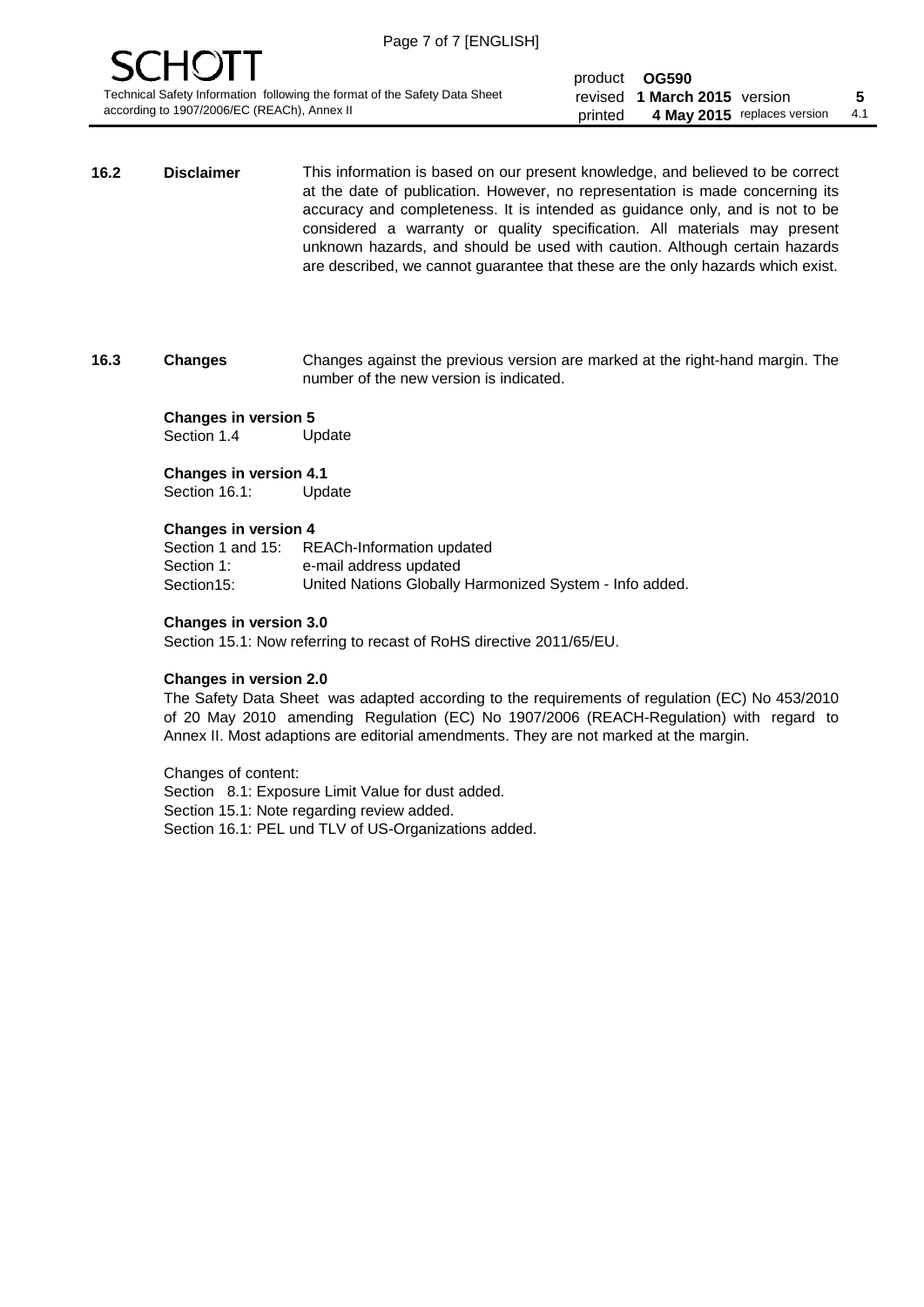**16.2 Disclaimer**

This information is based on our present knowledge, and believed to be correct at the date of publication. However, no representation is made concerning its accuracy and completeness. It is intended as guidance only, and is not to be considered a warranty or quality specification. All materials may present unknown hazards, and should be used with caution. Although certain hazards are described, we cannot guarantee that these are the only hazards which exist.

**16.3 Changes**

Changes against the previous version are marked at the right-hand margin. The number of the new version is indicated.

**Changes in version 5**

Section 1.4 Update

**Changes in version 4.1**

Section 16.1: Update

**Changes in version 4**

| | |
|---|---|
| Section 1 and 15: | REACh-Information updated |
| Section 1: | e-mail address updated |
| Section15: | United Nations Globally Harmonized System - Info added. |

**Changes in version 3.0**

Section 15.1: Now referring to recast of RoHS directive 2011/65/EU.

**Changes in version 2.0**

The Safety Data Sheet was adapted according to the requirements of regulation (EC) No 453/2010 of 20 May 2010 amending Regulation (EC) No 1907/2006 (REACH-Regulation) with regard to Annex II. Most adaptions are editorial amendments. They are not marked at the margin.

Changes of content:
Section 8.1: Exposure Limit Value for dust added.
Section 15.1: Note regarding review added.
Section 16.1: PEL und TLV of US-Organizations added.